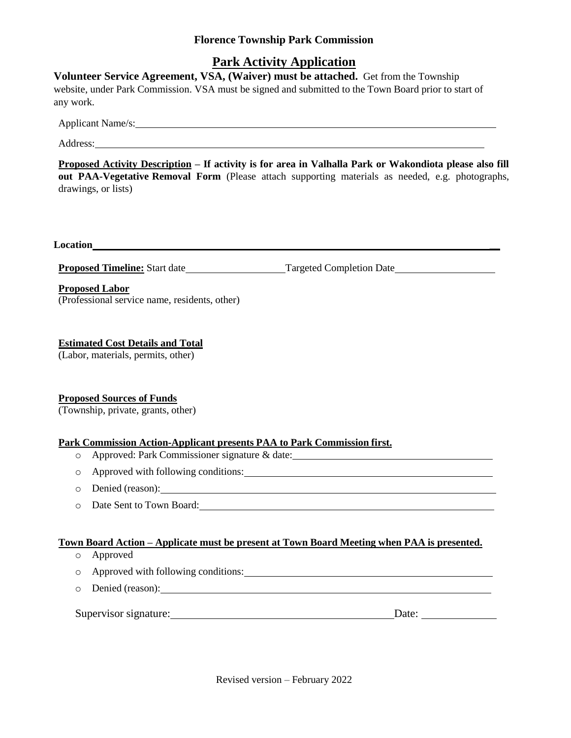**Florence Township Park Commission**

# Park Activity Application

**Volunteer Service Agreement, VSA, (Waiver) must be attached.** Get from the Township website, under Park Commission. VSA must be signed and submitted to the Town Board prior to start of any work.

Applicant Name/s: ____________________________________________

Address: ____________________________________________

**Proposed Activity Description – If activity is for area in Valhalla Park or Wakondiota please also fill out PAA-Vegetative Removal Form** (Please attach supporting materials as needed, e.g. photographs, drawings, or lists)

**Location** ____________________________________________

**Proposed Timeline:** Start date ____________________ Targeted Completion Date ____________________

**Proposed Labor**
(Professional service name, residents, other)

**Estimated Cost Details and Total**
(Labor, materials, permits, other)

**Proposed Sources of Funds**
(Township, private, grants, other)

**Park Commission Action-Applicant presents PAA to Park Commission first.**

- Approved: Park Commissioner signature & date: ____________________
- Approved with following conditions: ____________________
- Denied (reason): ____________________
- Date Sent to Town Board: ____________________

**Town Board Action – Applicate must be present at Town Board Meeting when PAA is presented.**

- Approved
- Approved with following conditions: ____________________
- Denied (reason): ____________________

Supervisor signature: ____________________ Date: ____________

Revised version – February 2022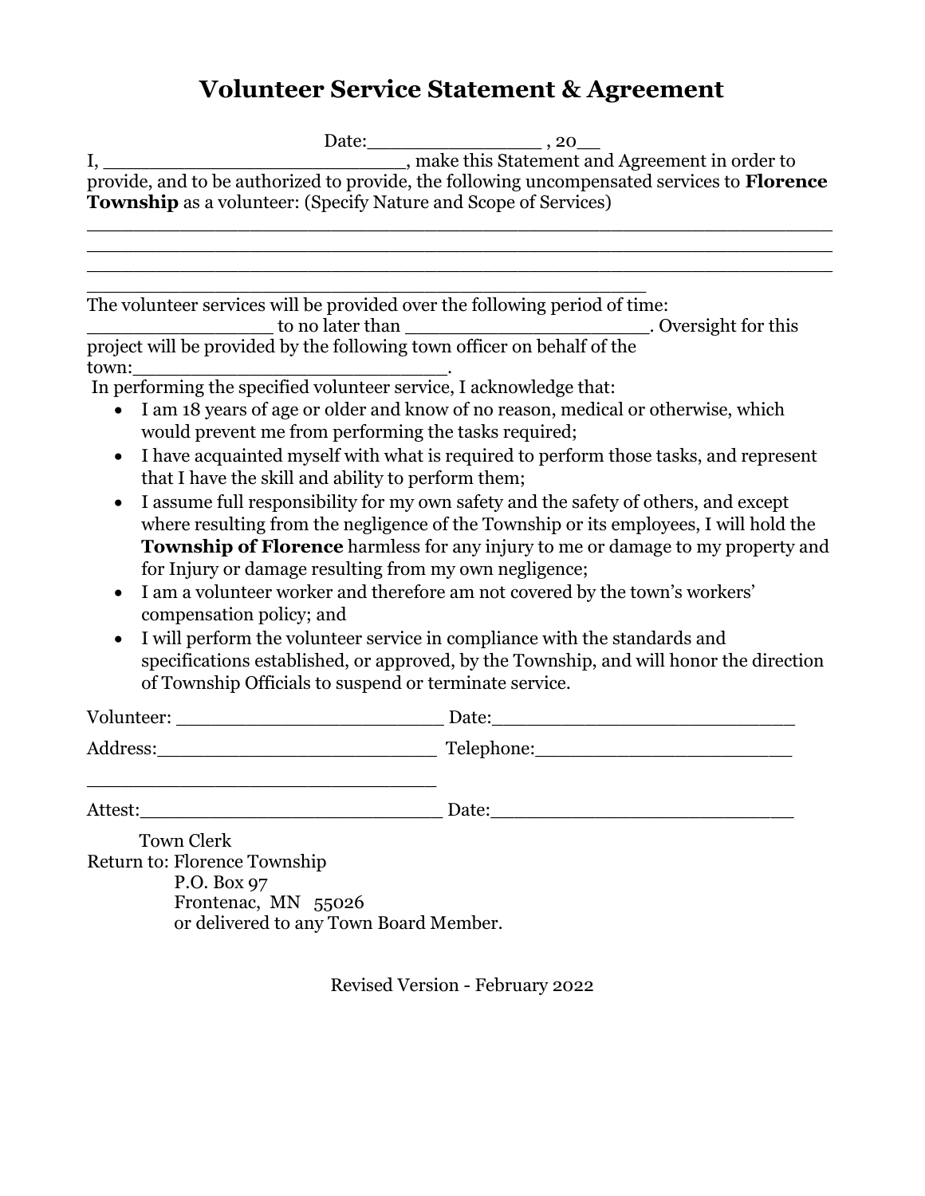# Volunteer Service Statement & Agreement

Date:_______________ , 20__

I, ___________________________, make this Statement and Agreement in order to provide, and to be authorized to provide, the following uncompensated services to **Florence Township** as a volunteer: (Specify Nature and Scope of Services)

_____________________________________________________________
_____________________________________________________________
_____________________________________________________________
_____________________________________________

The volunteer services will be provided over the following period of time: ________________ to no later than _____________________. Oversight for this project will be provided by the following town officer on behalf of the town:___________________________.

In performing the specified volunteer service, I acknowledge that:

- I am 18 years of age or older and know of no reason, medical or otherwise, which would prevent me from performing the tasks required;
- I have acquainted myself with what is required to perform those tasks, and represent that I have the skill and ability to perform them;
- I assume full responsibility for my own safety and the safety of others, and except where resulting from the negligence of the Township or its employees, I will hold the **Township of Florence** harmless for any injury to me or damage to my property and for Injury or damage resulting from my own negligence;
- I am a volunteer worker and therefore am not covered by the town's workers' compensation policy; and
- I will perform the volunteer service in compliance with the standards and specifications established, or approved, by the Township, and will honor the direction of Township Officials to suspend or terminate service.

Volunteer: _______________________ Date:__________________________

Address:_________________________ Telephone:______________________

______________________________

Attest:___________________________ Date:__________________________

Town Clerk

Return to: Florence Township
P.O. Box 97
Frontenac, MN 55026
or delivered to any Town Board Member.

Revised Version - February 2022